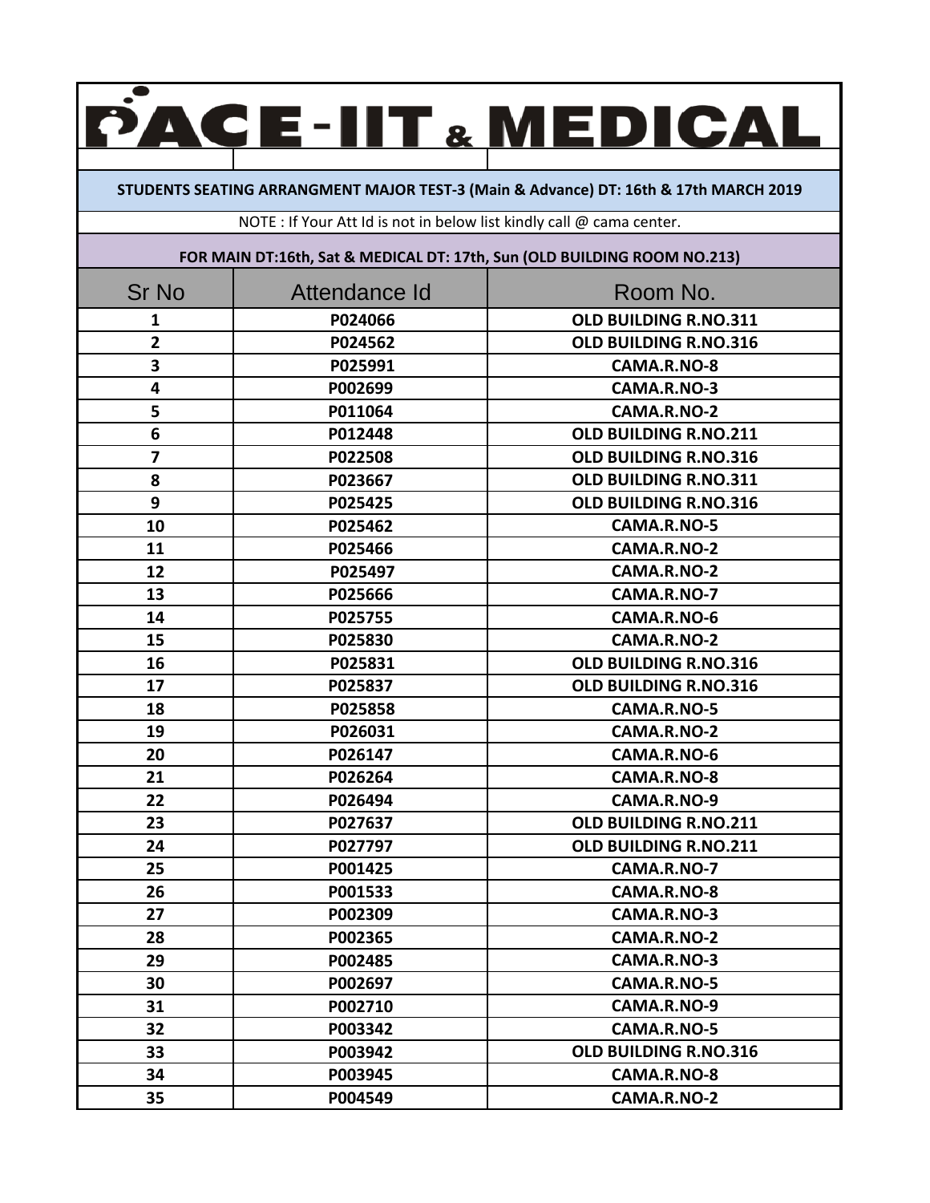# PACE-IIT & MEDICAL

**STUDENTS SEATING ARRANGMENT MAJOR TEST-3 (Main & Advance) DT: 16th & 17th MARCH 2019**

NOTE : If Your Att Id is not in below list kindly call @ cama center.

**FOR MAIN DT:16th, Sat & MEDICAL DT: 17th, Sun (OLD BUILDING ROOM NO.213)**

| Sr No | Attendance Id | Room No. |
|---|---|---|
| 1 | P024066 | OLD BUILDING R.NO.311 |
| 2 | P024562 | OLD BUILDING R.NO.316 |
| 3 | P025991 | CAMA.R.NO-8 |
| 4 | P002699 | CAMA.R.NO-3 |
| 5 | P011064 | CAMA.R.NO-2 |
| 6 | P012448 | OLD BUILDING R.NO.211 |
| 7 | P022508 | OLD BUILDING R.NO.316 |
| 8 | P023667 | OLD BUILDING R.NO.311 |
| 9 | P025425 | OLD BUILDING R.NO.316 |
| 10 | P025462 | CAMA.R.NO-5 |
| 11 | P025466 | CAMA.R.NO-2 |
| 12 | P025497 | CAMA.R.NO-2 |
| 13 | P025666 | CAMA.R.NO-7 |
| 14 | P025755 | CAMA.R.NO-6 |
| 15 | P025830 | CAMA.R.NO-2 |
| 16 | P025831 | OLD BUILDING R.NO.316 |
| 17 | P025837 | OLD BUILDING R.NO.316 |
| 18 | P025858 | CAMA.R.NO-5 |
| 19 | P026031 | CAMA.R.NO-2 |
| 20 | P026147 | CAMA.R.NO-6 |
| 21 | P026264 | CAMA.R.NO-8 |
| 22 | P026494 | CAMA.R.NO-9 |
| 23 | P027637 | OLD BUILDING R.NO.211 |
| 24 | P027797 | OLD BUILDING R.NO.211 |
| 25 | P001425 | CAMA.R.NO-7 |
| 26 | P001533 | CAMA.R.NO-8 |
| 27 | P002309 | CAMA.R.NO-3 |
| 28 | P002365 | CAMA.R.NO-2 |
| 29 | P002485 | CAMA.R.NO-3 |
| 30 | P002697 | CAMA.R.NO-5 |
| 31 | P002710 | CAMA.R.NO-9 |
| 32 | P003342 | CAMA.R.NO-5 |
| 33 | P003942 | OLD BUILDING R.NO.316 |
| 34 | P003945 | CAMA.R.NO-8 |
| 35 | P004549 | CAMA.R.NO-2 |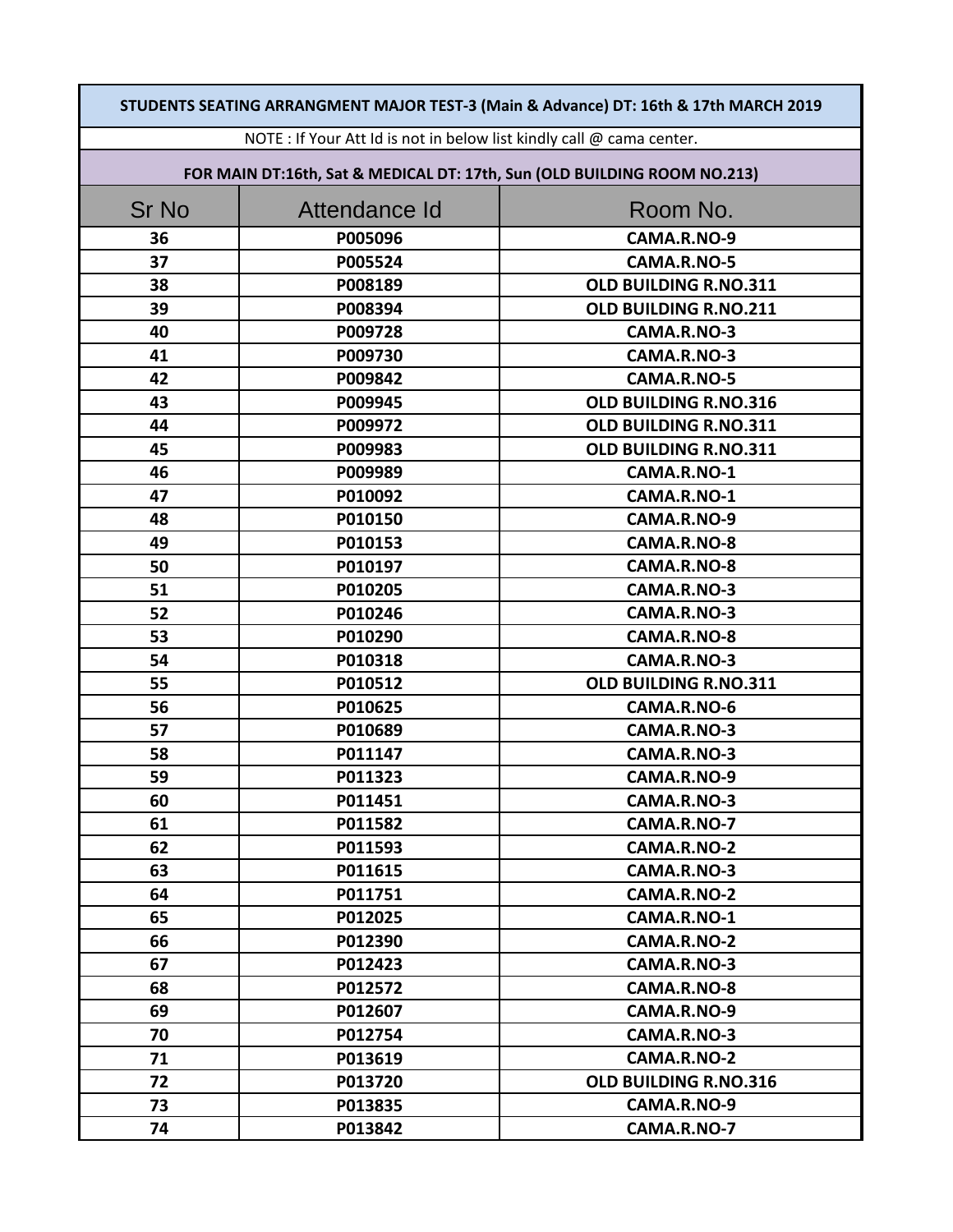| STUDENTS SEATING ARRANGMENT MAJOR TEST-3 (Main & Advance) DT: 16th & 17th MARCH 2019 | | |
|---|---|---|
| NOTE : If Your Att Id is not in below list kindly call @ cama center. | | |
| FOR MAIN DT:16th, Sat & MEDICAL DT: 17th, Sun (OLD BUILDING ROOM NO.213) | | |
| **Sr No** | **Attendance Id** | **Room No.** |
| 36 | P005096 | CAMA.R.NO-9 |
| 37 | P005524 | CAMA.R.NO-5 |
| 38 | P008189 | OLD BUILDING R.NO.311 |
| 39 | P008394 | OLD BUILDING R.NO.211 |
| 40 | P009728 | CAMA.R.NO-3 |
| 41 | P009730 | CAMA.R.NO-3 |
| 42 | P009842 | CAMA.R.NO-5 |
| 43 | P009945 | OLD BUILDING R.NO.316 |
| 44 | P009972 | OLD BUILDING R.NO.311 |
| 45 | P009983 | OLD BUILDING R.NO.311 |
| 46 | P009989 | CAMA.R.NO-1 |
| 47 | P010092 | CAMA.R.NO-1 |
| 48 | P010150 | CAMA.R.NO-9 |
| 49 | P010153 | CAMA.R.NO-8 |
| 50 | P010197 | CAMA.R.NO-8 |
| 51 | P010205 | CAMA.R.NO-3 |
| 52 | P010246 | CAMA.R.NO-3 |
| 53 | P010290 | CAMA.R.NO-8 |
| 54 | P010318 | CAMA.R.NO-3 |
| 55 | P010512 | OLD BUILDING R.NO.311 |
| 56 | P010625 | CAMA.R.NO-6 |
| 57 | P010689 | CAMA.R.NO-3 |
| 58 | P011147 | CAMA.R.NO-3 |
| 59 | P011323 | CAMA.R.NO-9 |
| 60 | P011451 | CAMA.R.NO-3 |
| 61 | P011582 | CAMA.R.NO-7 |
| 62 | P011593 | CAMA.R.NO-2 |
| 63 | P011615 | CAMA.R.NO-3 |
| 64 | P011751 | CAMA.R.NO-2 |
| 65 | P012025 | CAMA.R.NO-1 |
| 66 | P012390 | CAMA.R.NO-2 |
| 67 | P012423 | CAMA.R.NO-3 |
| 68 | P012572 | CAMA.R.NO-8 |
| 69 | P012607 | CAMA.R.NO-9 |
| 70 | P012754 | CAMA.R.NO-3 |
| 71 | P013619 | CAMA.R.NO-2 |
| 72 | P013720 | OLD BUILDING R.NO.316 |
| 73 | P013835 | CAMA.R.NO-9 |
| 74 | P013842 | CAMA.R.NO-7 |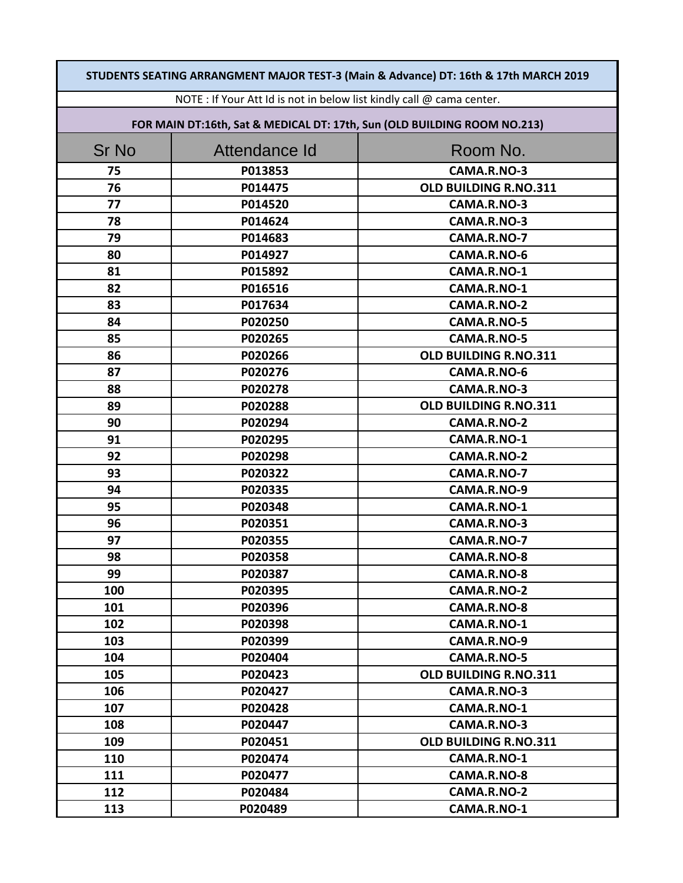| STUDENTS SEATING ARRANGMENT MAJOR TEST-3 (Main & Advance) DT: 16th & 17th MARCH 2019 | | |
|---|---|---|
| NOTE : If Your Att Id is not in below list kindly call @ cama center. | | |
| FOR MAIN DT:16th, Sat & MEDICAL DT: 17th, Sun (OLD BUILDING ROOM NO.213) | | |
| **Sr No** | **Attendance Id** | **Room No.** |
| 75 | P013853 | CAMA.R.NO-3 |
| 76 | P014475 | OLD BUILDING R.NO.311 |
| 77 | P014520 | CAMA.R.NO-3 |
| 78 | P014624 | CAMA.R.NO-3 |
| 79 | P014683 | CAMA.R.NO-7 |
| 80 | P014927 | CAMA.R.NO-6 |
| 81 | P015892 | CAMA.R.NO-1 |
| 82 | P016516 | CAMA.R.NO-1 |
| 83 | P017634 | CAMA.R.NO-2 |
| 84 | P020250 | CAMA.R.NO-5 |
| 85 | P020265 | CAMA.R.NO-5 |
| 86 | P020266 | OLD BUILDING R.NO.311 |
| 87 | P020276 | CAMA.R.NO-6 |
| 88 | P020278 | CAMA.R.NO-3 |
| 89 | P020288 | OLD BUILDING R.NO.311 |
| 90 | P020294 | CAMA.R.NO-2 |
| 91 | P020295 | CAMA.R.NO-1 |
| 92 | P020298 | CAMA.R.NO-2 |
| 93 | P020322 | CAMA.R.NO-7 |
| 94 | P020335 | CAMA.R.NO-9 |
| 95 | P020348 | CAMA.R.NO-1 |
| 96 | P020351 | CAMA.R.NO-3 |
| 97 | P020355 | CAMA.R.NO-7 |
| 98 | P020358 | CAMA.R.NO-8 |
| 99 | P020387 | CAMA.R.NO-8 |
| 100 | P020395 | CAMA.R.NO-2 |
| 101 | P020396 | CAMA.R.NO-8 |
| 102 | P020398 | CAMA.R.NO-1 |
| 103 | P020399 | CAMA.R.NO-9 |
| 104 | P020404 | CAMA.R.NO-5 |
| 105 | P020423 | OLD BUILDING R.NO.311 |
| 106 | P020427 | CAMA.R.NO-3 |
| 107 | P020428 | CAMA.R.NO-1 |
| 108 | P020447 | CAMA.R.NO-3 |
| 109 | P020451 | OLD BUILDING R.NO.311 |
| 110 | P020474 | CAMA.R.NO-1 |
| 111 | P020477 | CAMA.R.NO-8 |
| 112 | P020484 | CAMA.R.NO-2 |
| 113 | P020489 | CAMA.R.NO-1 |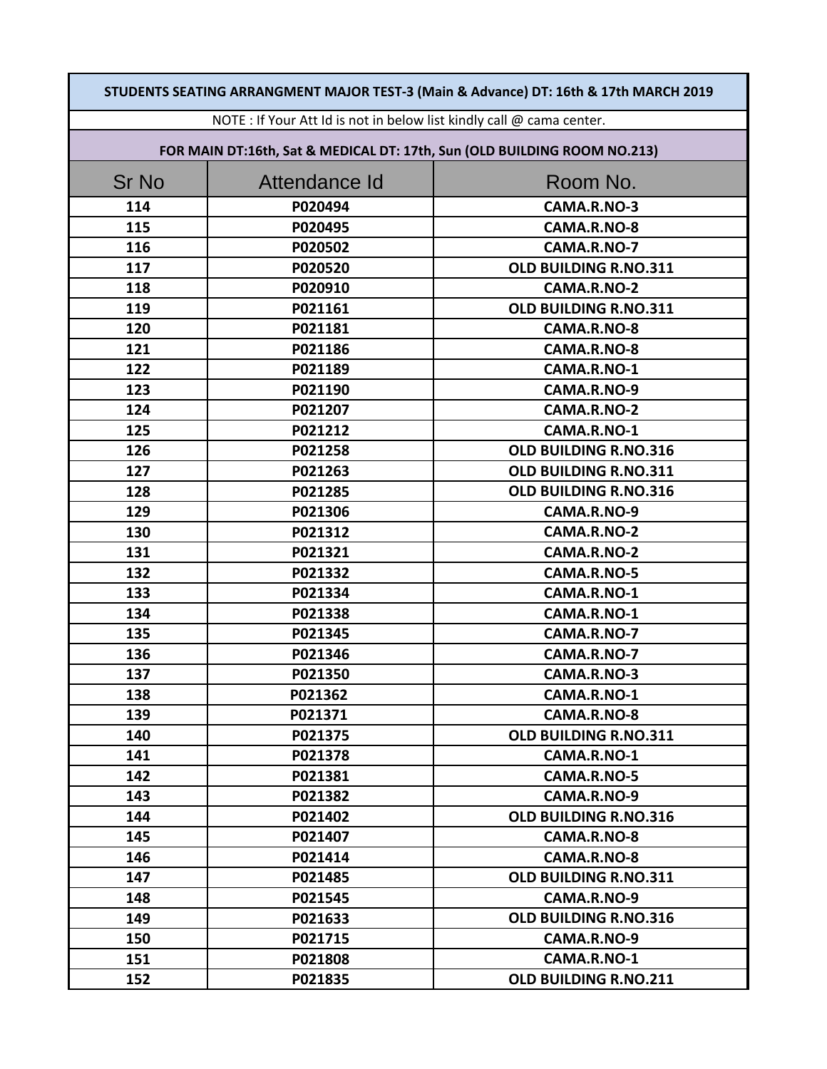| STUDENTS SEATING ARRANGMENT MAJOR TEST-3 (Main & Advance) DT: 16th & 17th MARCH 2019 | | |
|---|---|---|
| NOTE : If Your Att Id is not in below list kindly call @ cama center. | | |
| FOR MAIN DT:16th, Sat & MEDICAL DT: 17th, Sun (OLD BUILDING ROOM NO.213) | | |
| **Sr No** | **Attendance Id** | **Room No.** |
| 114 | P020494 | CAMA.R.NO-3 |
| 115 | P020495 | CAMA.R.NO-8 |
| 116 | P020502 | CAMA.R.NO-7 |
| 117 | P020520 | OLD BUILDING R.NO.311 |
| 118 | P020910 | CAMA.R.NO-2 |
| 119 | P021161 | OLD BUILDING R.NO.311 |
| 120 | P021181 | CAMA.R.NO-8 |
| 121 | P021186 | CAMA.R.NO-8 |
| 122 | P021189 | CAMA.R.NO-1 |
| 123 | P021190 | CAMA.R.NO-9 |
| 124 | P021207 | CAMA.R.NO-2 |
| 125 | P021212 | CAMA.R.NO-1 |
| 126 | P021258 | OLD BUILDING R.NO.316 |
| 127 | P021263 | OLD BUILDING R.NO.311 |
| 128 | P021285 | OLD BUILDING R.NO.316 |
| 129 | P021306 | CAMA.R.NO-9 |
| 130 | P021312 | CAMA.R.NO-2 |
| 131 | P021321 | CAMA.R.NO-2 |
| 132 | P021332 | CAMA.R.NO-5 |
| 133 | P021334 | CAMA.R.NO-1 |
| 134 | P021338 | CAMA.R.NO-1 |
| 135 | P021345 | CAMA.R.NO-7 |
| 136 | P021346 | CAMA.R.NO-7 |
| 137 | P021350 | CAMA.R.NO-3 |
| 138 | P021362 | CAMA.R.NO-1 |
| 139 | P021371 | CAMA.R.NO-8 |
| 140 | P021375 | OLD BUILDING R.NO.311 |
| 141 | P021378 | CAMA.R.NO-1 |
| 142 | P021381 | CAMA.R.NO-5 |
| 143 | P021382 | CAMA.R.NO-9 |
| 144 | P021402 | OLD BUILDING R.NO.316 |
| 145 | P021407 | CAMA.R.NO-8 |
| 146 | P021414 | CAMA.R.NO-8 |
| 147 | P021485 | OLD BUILDING R.NO.311 |
| 148 | P021545 | CAMA.R.NO-9 |
| 149 | P021633 | OLD BUILDING R.NO.316 |
| 150 | P021715 | CAMA.R.NO-9 |
| 151 | P021808 | CAMA.R.NO-1 |
| 152 | P021835 | OLD BUILDING R.NO.211 |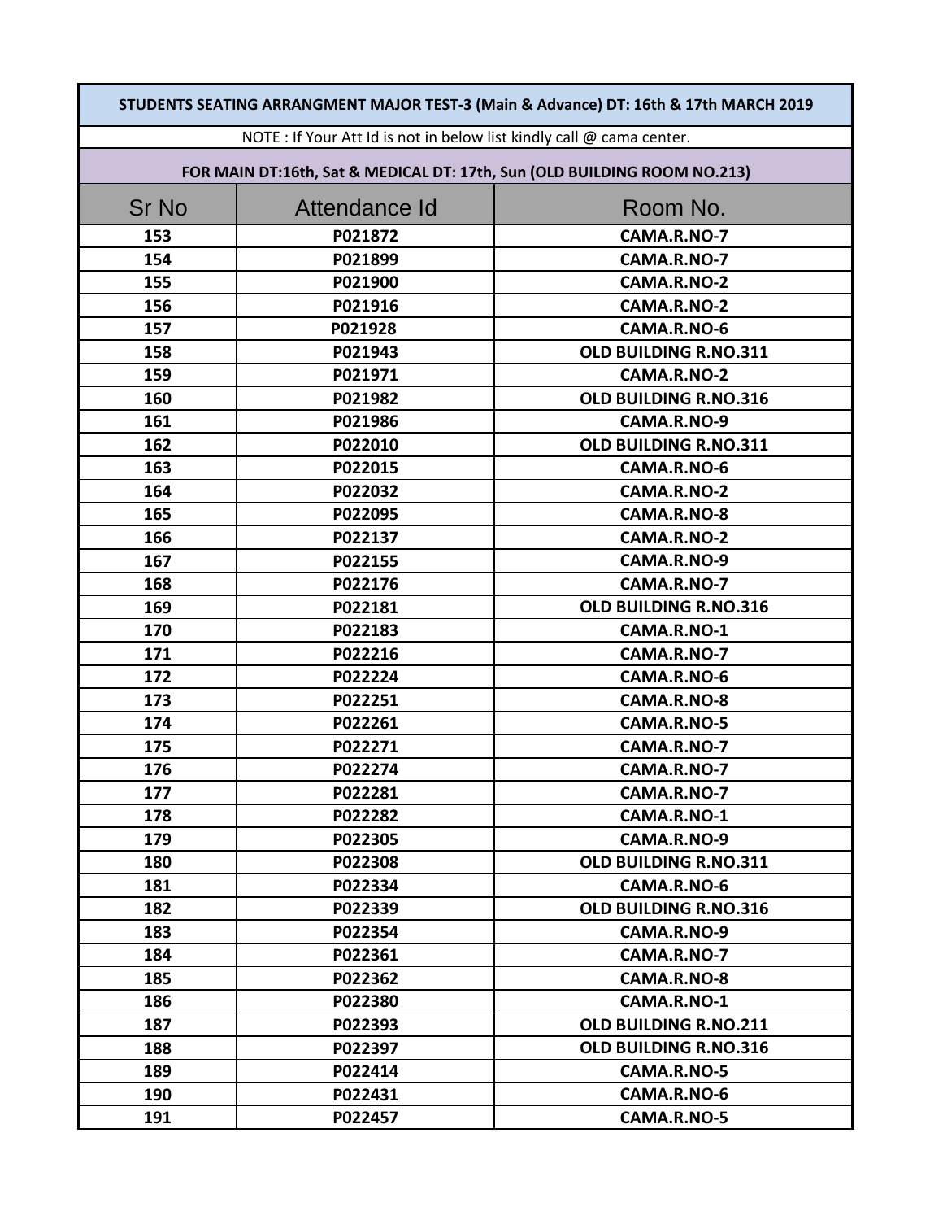| STUDENTS SEATING ARRANGMENT MAJOR TEST-3 (Main & Advance) DT: 16th & 17th MARCH 2019 | | |
|---|---|---|
| NOTE : If Your Att Id is not in below list kindly call @ cama center. | | |
| FOR MAIN DT:16th, Sat & MEDICAL DT: 17th, Sun (OLD BUILDING ROOM NO.213) | | |
| Sr No | Attendance Id | Room No. |
| 153 | P021872 | CAMA.R.NO-7 |
| 154 | P021899 | CAMA.R.NO-7 |
| 155 | P021900 | CAMA.R.NO-2 |
| 156 | P021916 | CAMA.R.NO-2 |
| 157 | P021928 | CAMA.R.NO-6 |
| 158 | P021943 | OLD BUILDING R.NO.311 |
| 159 | P021971 | CAMA.R.NO-2 |
| 160 | P021982 | OLD BUILDING R.NO.316 |
| 161 | P021986 | CAMA.R.NO-9 |
| 162 | P022010 | OLD BUILDING R.NO.311 |
| 163 | P022015 | CAMA.R.NO-6 |
| 164 | P022032 | CAMA.R.NO-2 |
| 165 | P022095 | CAMA.R.NO-8 |
| 166 | P022137 | CAMA.R.NO-2 |
| 167 | P022155 | CAMA.R.NO-9 |
| 168 | P022176 | CAMA.R.NO-7 |
| 169 | P022181 | OLD BUILDING R.NO.316 |
| 170 | P022183 | CAMA.R.NO-1 |
| 171 | P022216 | CAMA.R.NO-7 |
| 172 | P022224 | CAMA.R.NO-6 |
| 173 | P022251 | CAMA.R.NO-8 |
| 174 | P022261 | CAMA.R.NO-5 |
| 175 | P022271 | CAMA.R.NO-7 |
| 176 | P022274 | CAMA.R.NO-7 |
| 177 | P022281 | CAMA.R.NO-7 |
| 178 | P022282 | CAMA.R.NO-1 |
| 179 | P022305 | CAMA.R.NO-9 |
| 180 | P022308 | OLD BUILDING R.NO.311 |
| 181 | P022334 | CAMA.R.NO-6 |
| 182 | P022339 | OLD BUILDING R.NO.316 |
| 183 | P022354 | CAMA.R.NO-9 |
| 184 | P022361 | CAMA.R.NO-7 |
| 185 | P022362 | CAMA.R.NO-8 |
| 186 | P022380 | CAMA.R.NO-1 |
| 187 | P022393 | OLD BUILDING R.NO.211 |
| 188 | P022397 | OLD BUILDING R.NO.316 |
| 189 | P022414 | CAMA.R.NO-5 |
| 190 | P022431 | CAMA.R.NO-6 |
| 191 | P022457 | CAMA.R.NO-5 |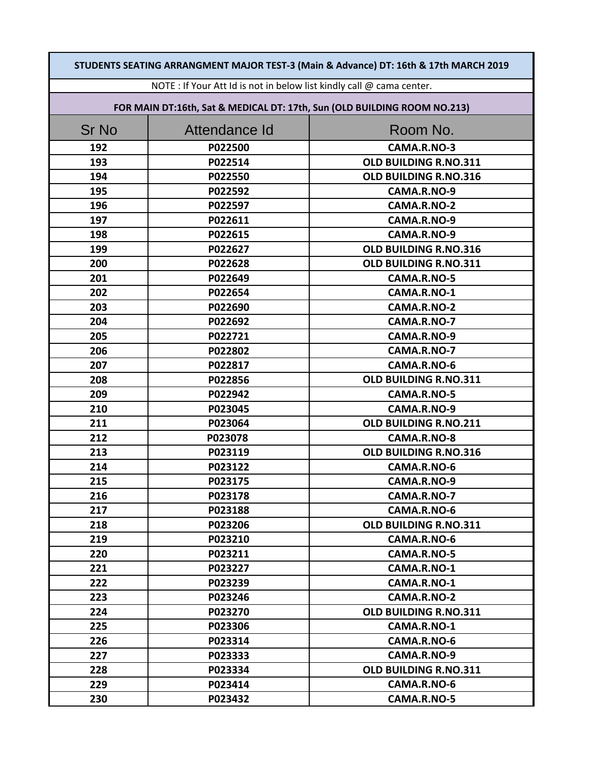| STUDENTS SEATING ARRANGMENT MAJOR TEST-3 (Main & Advance) DT: 16th & 17th MARCH 2019 | | |
|---|---|---|
| NOTE : If Your Att Id is not in below list kindly call @ cama center. | | |
| FOR MAIN DT:16th, Sat & MEDICAL DT: 17th, Sun (OLD BUILDING ROOM NO.213) | | |
| **Sr No** | **Attendance Id** | **Room No.** |
| 192 | P022500 | CAMA.R.NO-3 |
| 193 | P022514 | OLD BUILDING R.NO.311 |
| 194 | P022550 | OLD BUILDING R.NO.316 |
| 195 | P022592 | CAMA.R.NO-9 |
| 196 | P022597 | CAMA.R.NO-2 |
| 197 | P022611 | CAMA.R.NO-9 |
| 198 | P022615 | CAMA.R.NO-9 |
| 199 | P022627 | OLD BUILDING R.NO.316 |
| 200 | P022628 | OLD BUILDING R.NO.311 |
| 201 | P022649 | CAMA.R.NO-5 |
| 202 | P022654 | CAMA.R.NO-1 |
| 203 | P022690 | CAMA.R.NO-2 |
| 204 | P022692 | CAMA.R.NO-7 |
| 205 | P022721 | CAMA.R.NO-9 |
| 206 | P022802 | CAMA.R.NO-7 |
| 207 | P022817 | CAMA.R.NO-6 |
| 208 | P022856 | OLD BUILDING R.NO.311 |
| 209 | P022942 | CAMA.R.NO-5 |
| 210 | P023045 | CAMA.R.NO-9 |
| 211 | P023064 | OLD BUILDING R.NO.211 |
| 212 | P023078 | CAMA.R.NO-8 |
| 213 | P023119 | OLD BUILDING R.NO.316 |
| 214 | P023122 | CAMA.R.NO-6 |
| 215 | P023175 | CAMA.R.NO-9 |
| 216 | P023178 | CAMA.R.NO-7 |
| 217 | P023188 | CAMA.R.NO-6 |
| 218 | P023206 | OLD BUILDING R.NO.311 |
| 219 | P023210 | CAMA.R.NO-6 |
| 220 | P023211 | CAMA.R.NO-5 |
| 221 | P023227 | CAMA.R.NO-1 |
| 222 | P023239 | CAMA.R.NO-1 |
| 223 | P023246 | CAMA.R.NO-2 |
| 224 | P023270 | OLD BUILDING R.NO.311 |
| 225 | P023306 | CAMA.R.NO-1 |
| 226 | P023314 | CAMA.R.NO-6 |
| 227 | P023333 | CAMA.R.NO-9 |
| 228 | P023334 | OLD BUILDING R.NO.311 |
| 229 | P023414 | CAMA.R.NO-6 |
| 230 | P023432 | CAMA.R.NO-5 |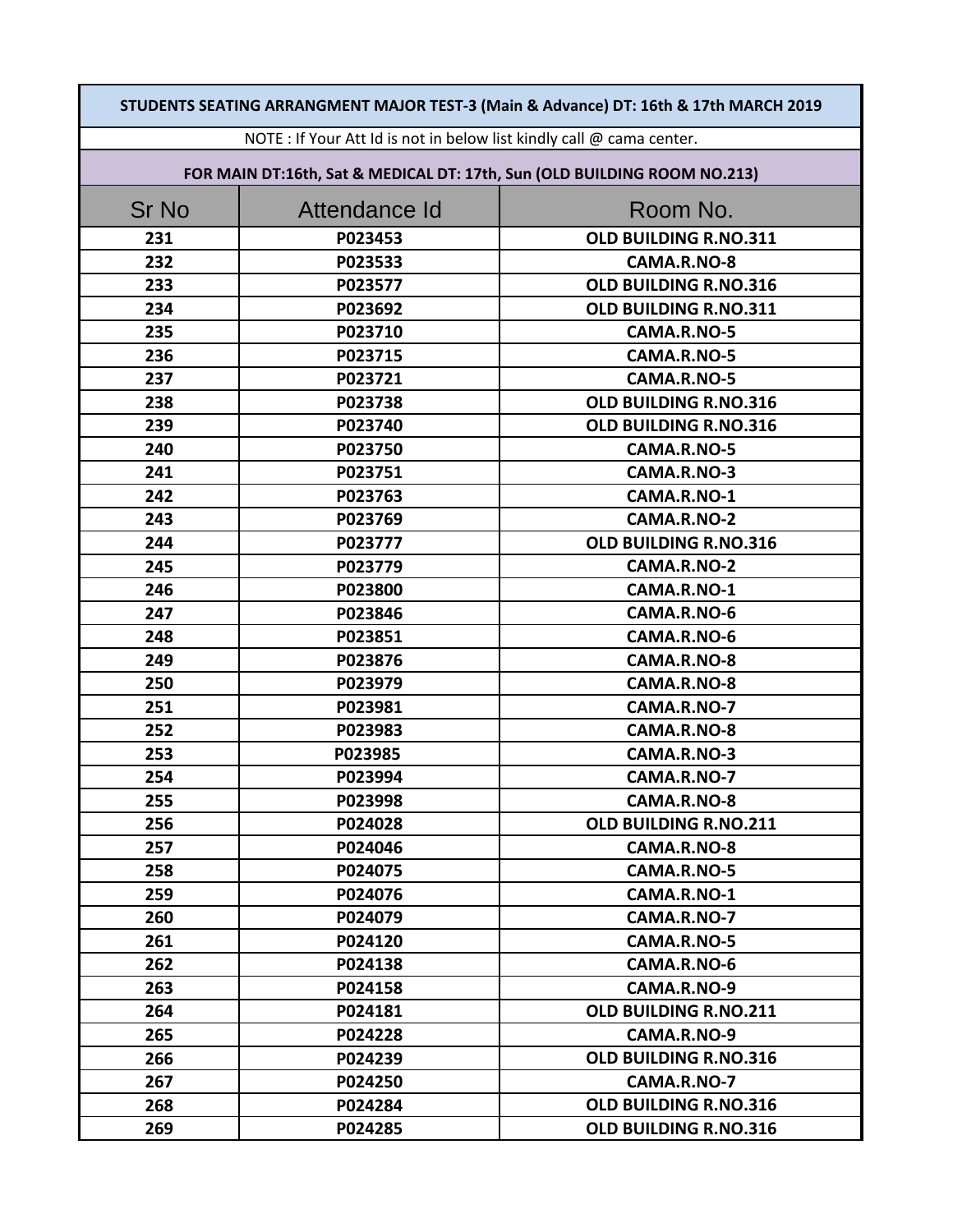| STUDENTS SEATING ARRANGMENT MAJOR TEST-3 (Main & Advance) DT: 16th & 17th MARCH 2019 | | |
|---|---|---|
| NOTE : If Your Att Id is not in below list kindly call @ cama center. | | |
| FOR MAIN DT:16th, Sat & MEDICAL DT: 17th, Sun (OLD BUILDING ROOM NO.213) | | |
| Sr No | Attendance Id | Room No. |
| 231 | P023453 | OLD BUILDING R.NO.311 |
| 232 | P023533 | CAMA.R.NO-8 |
| 233 | P023577 | OLD BUILDING R.NO.316 |
| 234 | P023692 | OLD BUILDING R.NO.311 |
| 235 | P023710 | CAMA.R.NO-5 |
| 236 | P023715 | CAMA.R.NO-5 |
| 237 | P023721 | CAMA.R.NO-5 |
| 238 | P023738 | OLD BUILDING R.NO.316 |
| 239 | P023740 | OLD BUILDING R.NO.316 |
| 240 | P023750 | CAMA.R.NO-5 |
| 241 | P023751 | CAMA.R.NO-3 |
| 242 | P023763 | CAMA.R.NO-1 |
| 243 | P023769 | CAMA.R.NO-2 |
| 244 | P023777 | OLD BUILDING R.NO.316 |
| 245 | P023779 | CAMA.R.NO-2 |
| 246 | P023800 | CAMA.R.NO-1 |
| 247 | P023846 | CAMA.R.NO-6 |
| 248 | P023851 | CAMA.R.NO-6 |
| 249 | P023876 | CAMA.R.NO-8 |
| 250 | P023979 | CAMA.R.NO-8 |
| 251 | P023981 | CAMA.R.NO-7 |
| 252 | P023983 | CAMA.R.NO-8 |
| 253 | P023985 | CAMA.R.NO-3 |
| 254 | P023994 | CAMA.R.NO-7 |
| 255 | P023998 | CAMA.R.NO-8 |
| 256 | P024028 | OLD BUILDING R.NO.211 |
| 257 | P024046 | CAMA.R.NO-8 |
| 258 | P024075 | CAMA.R.NO-5 |
| 259 | P024076 | CAMA.R.NO-1 |
| 260 | P024079 | CAMA.R.NO-7 |
| 261 | P024120 | CAMA.R.NO-5 |
| 262 | P024138 | CAMA.R.NO-6 |
| 263 | P024158 | CAMA.R.NO-9 |
| 264 | P024181 | OLD BUILDING R.NO.211 |
| 265 | P024228 | CAMA.R.NO-9 |
| 266 | P024239 | OLD BUILDING R.NO.316 |
| 267 | P024250 | CAMA.R.NO-7 |
| 268 | P024284 | OLD BUILDING R.NO.316 |
| 269 | P024285 | OLD BUILDING R.NO.316 |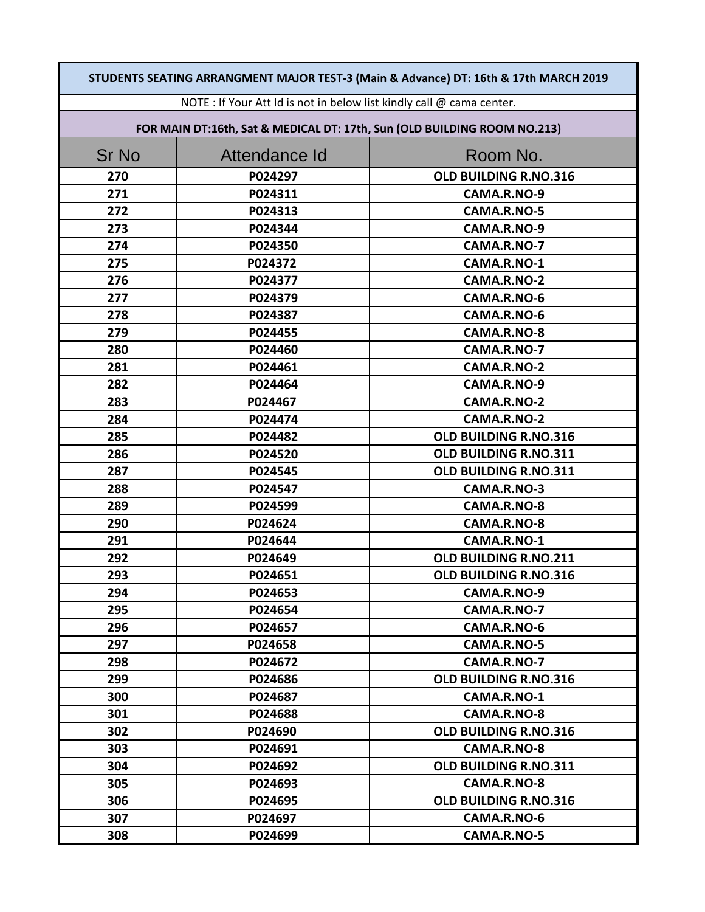| STUDENTS SEATING ARRANGMENT MAJOR TEST-3 (Main & Advance) DT: 16th & 17th MARCH 2019 | | |
|---|---|---|
| NOTE : If Your Att Id is not in below list kindly call @ cama center. | | |
| FOR MAIN DT:16th, Sat & MEDICAL DT: 17th, Sun (OLD BUILDING ROOM NO.213) | | |
| **Sr No** | **Attendance Id** | **Room No.** |
| 270 | P024297 | OLD BUILDING R.NO.316 |
| 271 | P024311 | CAMA.R.NO-9 |
| 272 | P024313 | CAMA.R.NO-5 |
| 273 | P024344 | CAMA.R.NO-9 |
| 274 | P024350 | CAMA.R.NO-7 |
| 275 | P024372 | CAMA.R.NO-1 |
| 276 | P024377 | CAMA.R.NO-2 |
| 277 | P024379 | CAMA.R.NO-6 |
| 278 | P024387 | CAMA.R.NO-6 |
| 279 | P024455 | CAMA.R.NO-8 |
| 280 | P024460 | CAMA.R.NO-7 |
| 281 | P024461 | CAMA.R.NO-2 |
| 282 | P024464 | CAMA.R.NO-9 |
| 283 | P024467 | CAMA.R.NO-2 |
| 284 | P024474 | CAMA.R.NO-2 |
| 285 | P024482 | OLD BUILDING R.NO.316 |
| 286 | P024520 | OLD BUILDING R.NO.311 |
| 287 | P024545 | OLD BUILDING R.NO.311 |
| 288 | P024547 | CAMA.R.NO-3 |
| 289 | P024599 | CAMA.R.NO-8 |
| 290 | P024624 | CAMA.R.NO-8 |
| 291 | P024644 | CAMA.R.NO-1 |
| 292 | P024649 | OLD BUILDING R.NO.211 |
| 293 | P024651 | OLD BUILDING R.NO.316 |
| 294 | P024653 | CAMA.R.NO-9 |
| 295 | P024654 | CAMA.R.NO-7 |
| 296 | P024657 | CAMA.R.NO-6 |
| 297 | P024658 | CAMA.R.NO-5 |
| 298 | P024672 | CAMA.R.NO-7 |
| 299 | P024686 | OLD BUILDING R.NO.316 |
| 300 | P024687 | CAMA.R.NO-1 |
| 301 | P024688 | CAMA.R.NO-8 |
| 302 | P024690 | OLD BUILDING R.NO.316 |
| 303 | P024691 | CAMA.R.NO-8 |
| 304 | P024692 | OLD BUILDING R.NO.311 |
| 305 | P024693 | CAMA.R.NO-8 |
| 306 | P024695 | OLD BUILDING R.NO.316 |
| 307 | P024697 | CAMA.R.NO-6 |
| 308 | P024699 | CAMA.R.NO-5 |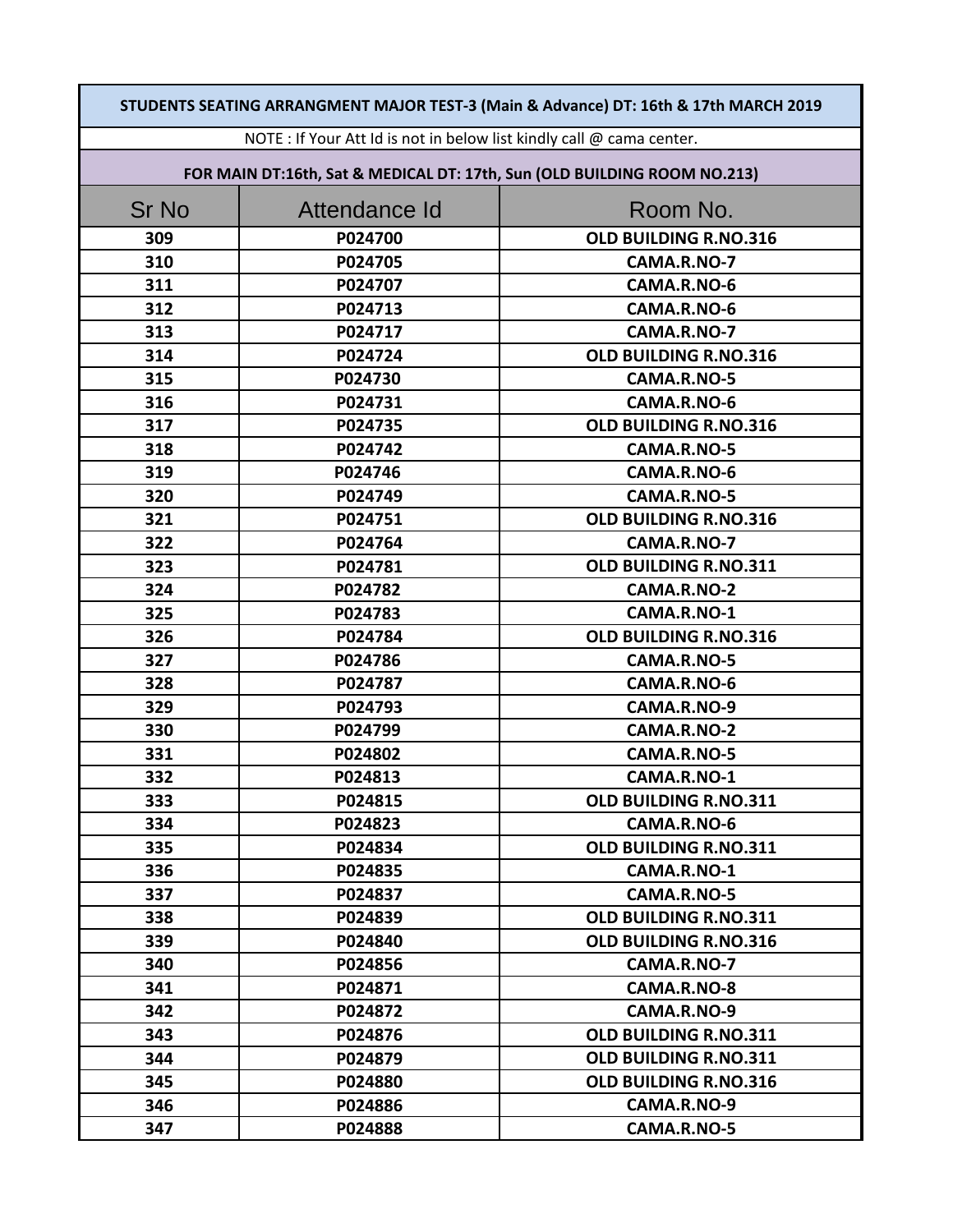| STUDENTS SEATING ARRANGMENT MAJOR TEST-3 (Main & Advance) DT: 16th & 17th MARCH 2019 | | |
|---|---|---|
| NOTE : If Your Att Id is not in below list kindly call @ cama center. | | |
| FOR MAIN DT:16th, Sat & MEDICAL DT: 17th, Sun (OLD BUILDING ROOM NO.213) | | |
| **Sr No** | **Attendance Id** | **Room No.** |
| 309 | P024700 | OLD BUILDING R.NO.316 |
| 310 | P024705 | CAMA.R.NO-7 |
| 311 | P024707 | CAMA.R.NO-6 |
| 312 | P024713 | CAMA.R.NO-6 |
| 313 | P024717 | CAMA.R.NO-7 |
| 314 | P024724 | OLD BUILDING R.NO.316 |
| 315 | P024730 | CAMA.R.NO-5 |
| 316 | P024731 | CAMA.R.NO-6 |
| 317 | P024735 | OLD BUILDING R.NO.316 |
| 318 | P024742 | CAMA.R.NO-5 |
| 319 | P024746 | CAMA.R.NO-6 |
| 320 | P024749 | CAMA.R.NO-5 |
| 321 | P024751 | OLD BUILDING R.NO.316 |
| 322 | P024764 | CAMA.R.NO-7 |
| 323 | P024781 | OLD BUILDING R.NO.311 |
| 324 | P024782 | CAMA.R.NO-2 |
| 325 | P024783 | CAMA.R.NO-1 |
| 326 | P024784 | OLD BUILDING R.NO.316 |
| 327 | P024786 | CAMA.R.NO-5 |
| 328 | P024787 | CAMA.R.NO-6 |
| 329 | P024793 | CAMA.R.NO-9 |
| 330 | P024799 | CAMA.R.NO-2 |
| 331 | P024802 | CAMA.R.NO-5 |
| 332 | P024813 | CAMA.R.NO-1 |
| 333 | P024815 | OLD BUILDING R.NO.311 |
| 334 | P024823 | CAMA.R.NO-6 |
| 335 | P024834 | OLD BUILDING R.NO.311 |
| 336 | P024835 | CAMA.R.NO-1 |
| 337 | P024837 | CAMA.R.NO-5 |
| 338 | P024839 | OLD BUILDING R.NO.311 |
| 339 | P024840 | OLD BUILDING R.NO.316 |
| 340 | P024856 | CAMA.R.NO-7 |
| 341 | P024871 | CAMA.R.NO-8 |
| 342 | P024872 | CAMA.R.NO-9 |
| 343 | P024876 | OLD BUILDING R.NO.311 |
| 344 | P024879 | OLD BUILDING R.NO.311 |
| 345 | P024880 | OLD BUILDING R.NO.316 |
| 346 | P024886 | CAMA.R.NO-9 |
| 347 | P024888 | CAMA.R.NO-5 |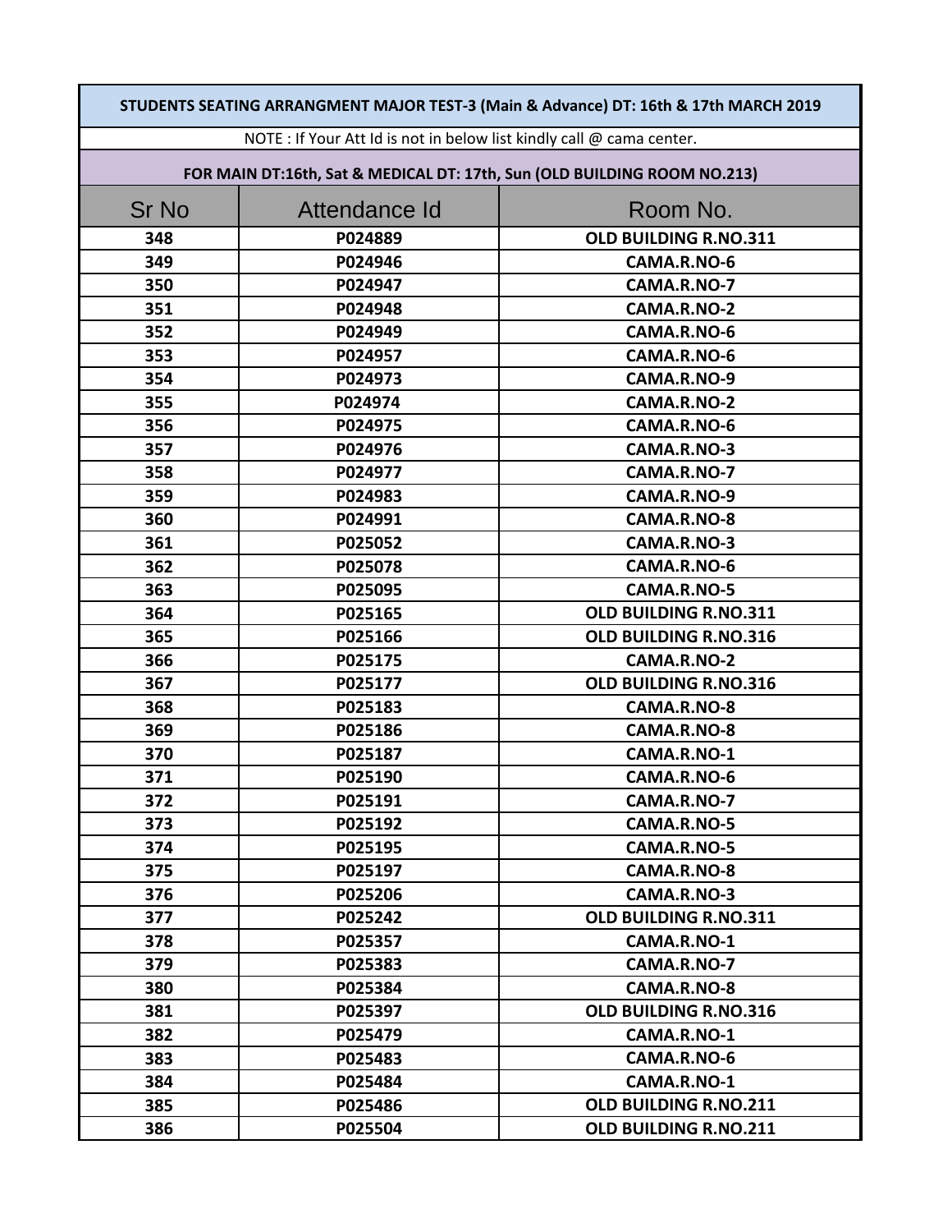| STUDENTS SEATING ARRANGMENT MAJOR TEST-3 (Main & Advance) DT: 16th & 17th MARCH 2019 | | |
|---|---|---|
| NOTE : If Your Att Id is not in below list kindly call @ cama center. | | |
| FOR MAIN DT:16th, Sat & MEDICAL DT: 17th, Sun (OLD BUILDING ROOM NO.213) | | |
| **Sr No** | **Attendance Id** | **Room No.** |
| 348 | P024889 | OLD BUILDING R.NO.311 |
| 349 | P024946 | CAMA.R.NO-6 |
| 350 | P024947 | CAMA.R.NO-7 |
| 351 | P024948 | CAMA.R.NO-2 |
| 352 | P024949 | CAMA.R.NO-6 |
| 353 | P024957 | CAMA.R.NO-6 |
| 354 | P024973 | CAMA.R.NO-9 |
| 355 | P024974 | CAMA.R.NO-2 |
| 356 | P024975 | CAMA.R.NO-6 |
| 357 | P024976 | CAMA.R.NO-3 |
| 358 | P024977 | CAMA.R.NO-7 |
| 359 | P024983 | CAMA.R.NO-9 |
| 360 | P024991 | CAMA.R.NO-8 |
| 361 | P025052 | CAMA.R.NO-3 |
| 362 | P025078 | CAMA.R.NO-6 |
| 363 | P025095 | CAMA.R.NO-5 |
| 364 | P025165 | OLD BUILDING R.NO.311 |
| 365 | P025166 | OLD BUILDING R.NO.316 |
| 366 | P025175 | CAMA.R.NO-2 |
| 367 | P025177 | OLD BUILDING R.NO.316 |
| 368 | P025183 | CAMA.R.NO-8 |
| 369 | P025186 | CAMA.R.NO-8 |
| 370 | P025187 | CAMA.R.NO-1 |
| 371 | P025190 | CAMA.R.NO-6 |
| 372 | P025191 | CAMA.R.NO-7 |
| 373 | P025192 | CAMA.R.NO-5 |
| 374 | P025195 | CAMA.R.NO-5 |
| 375 | P025197 | CAMA.R.NO-8 |
| 376 | P025206 | CAMA.R.NO-3 |
| 377 | P025242 | OLD BUILDING R.NO.311 |
| 378 | P025357 | CAMA.R.NO-1 |
| 379 | P025383 | CAMA.R.NO-7 |
| 380 | P025384 | CAMA.R.NO-8 |
| 381 | P025397 | OLD BUILDING R.NO.316 |
| 382 | P025479 | CAMA.R.NO-1 |
| 383 | P025483 | CAMA.R.NO-6 |
| 384 | P025484 | CAMA.R.NO-1 |
| 385 | P025486 | OLD BUILDING R.NO.211 |
| 386 | P025504 | OLD BUILDING R.NO.211 |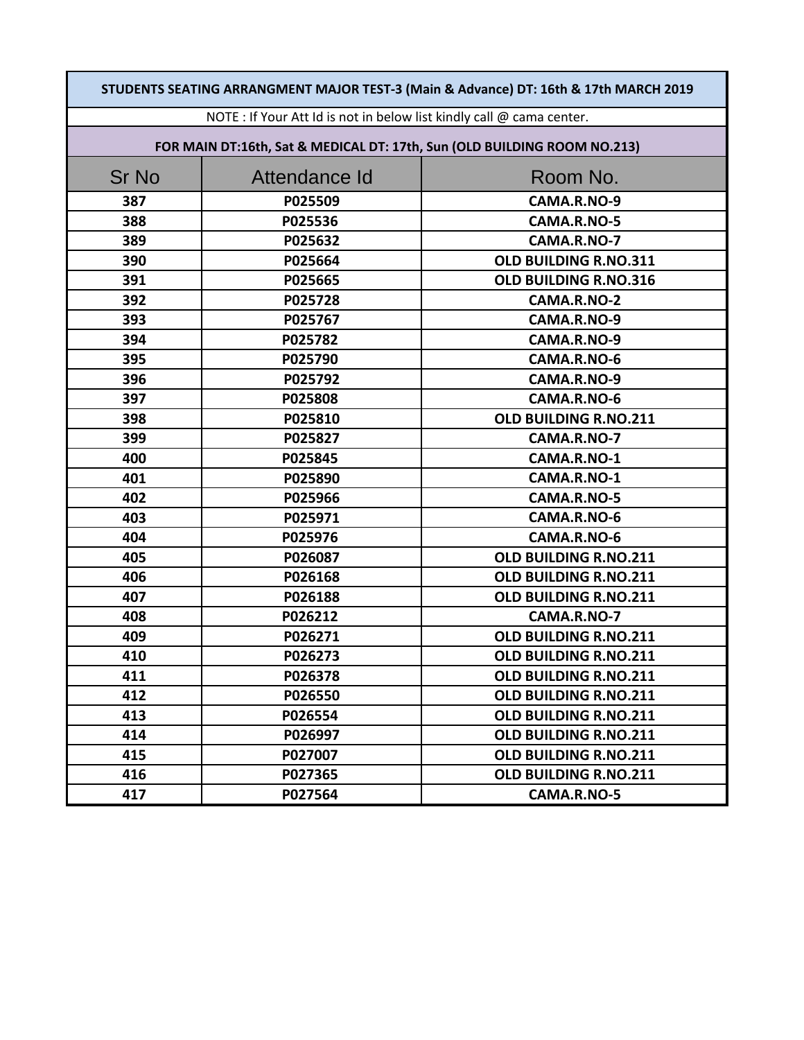**STUDENTS SEATING ARRANGMENT MAJOR TEST-3 (Main & Advance) DT: 16th & 17th MARCH 2019**

NOTE : If Your Att Id is not in below list kindly call @ cama center.

**FOR MAIN DT:16th, Sat & MEDICAL DT: 17th, Sun (OLD BUILDING ROOM NO.213)**

| Sr No | Attendance Id | Room No. |
| --- | --- | --- |
| 387 | P025509 | CAMA.R.NO-9 |
| 388 | P025536 | CAMA.R.NO-5 |
| 389 | P025632 | CAMA.R.NO-7 |
| 390 | P025664 | OLD BUILDING R.NO.311 |
| 391 | P025665 | OLD BUILDING R.NO.316 |
| 392 | P025728 | CAMA.R.NO-2 |
| 393 | P025767 | CAMA.R.NO-9 |
| 394 | P025782 | CAMA.R.NO-9 |
| 395 | P025790 | CAMA.R.NO-6 |
| 396 | P025792 | CAMA.R.NO-9 |
| 397 | P025808 | CAMA.R.NO-6 |
| 398 | P025810 | OLD BUILDING R.NO.211 |
| 399 | P025827 | CAMA.R.NO-7 |
| 400 | P025845 | CAMA.R.NO-1 |
| 401 | P025890 | CAMA.R.NO-1 |
| 402 | P025966 | CAMA.R.NO-5 |
| 403 | P025971 | CAMA.R.NO-6 |
| 404 | P025976 | CAMA.R.NO-6 |
| 405 | P026087 | OLD BUILDING R.NO.211 |
| 406 | P026168 | OLD BUILDING R.NO.211 |
| 407 | P026188 | OLD BUILDING R.NO.211 |
| 408 | P026212 | CAMA.R.NO-7 |
| 409 | P026271 | OLD BUILDING R.NO.211 |
| 410 | P026273 | OLD BUILDING R.NO.211 |
| 411 | P026378 | OLD BUILDING R.NO.211 |
| 412 | P026550 | OLD BUILDING R.NO.211 |
| 413 | P026554 | OLD BUILDING R.NO.211 |
| 414 | P026997 | OLD BUILDING R.NO.211 |
| 415 | P027007 | OLD BUILDING R.NO.211 |
| 416 | P027365 | OLD BUILDING R.NO.211 |
| 417 | P027564 | CAMA.R.NO-5 |